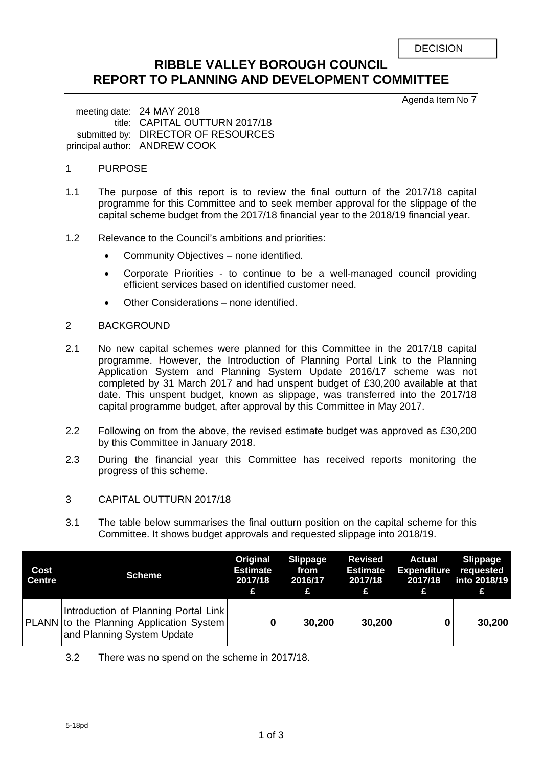DECISION

# RIBBLE VALLEY BOROUGH COUNCIL
# REPORT TO PLANNING AND DEVELOPMENT COMMITTEE

Agenda Item No 7

meeting date: 24 MAY 2018
title: CAPITAL OUTTURN 2017/18
submitted by: DIRECTOR OF RESOURCES
principal author: ANDREW COOK

## 1 PURPOSE

1.1 The purpose of this report is to review the final outturn of the 2017/18 capital programme for this Committee and to seek member approval for the slippage of the capital scheme budget from the 2017/18 financial year to the 2018/19 financial year.

1.2 Relevance to the Council's ambitions and priorities:

- Community Objectives – none identified.
- Corporate Priorities - to continue to be a well-managed council providing efficient services based on identified customer need.
- Other Considerations – none identified.

## 2 BACKGROUND

2.1 No new capital schemes were planned for this Committee in the 2017/18 capital programme. However, the Introduction of Planning Portal Link to the Planning Application System and Planning System Update 2016/17 scheme was not completed by 31 March 2017 and had unspent budget of £30,200 available at that date. This unspent budget, known as slippage, was transferred into the 2017/18 capital programme budget, after approval by this Committee in May 2017.

2.2 Following on from the above, the revised estimate budget was approved as £30,200 by this Committee in January 2018.

2.3 During the financial year this Committee has received reports monitoring the progress of this scheme.

## 3 CAPITAL OUTTURN 2017/18

3.1 The table below summarises the final outturn position on the capital scheme for this Committee. It shows budget approvals and requested slippage into 2018/19.

| Cost Centre | Scheme | Original Estimate 2017/18 £ | Slippage from 2016/17 £ | Revised Estimate 2017/18 £ | Actual Expenditure 2017/18 £ | Slippage requested into 2018/19 £ |
|---|---|---|---|---|---|---|
| PLANN | Introduction of Planning Portal Link to the Planning Application System and Planning System Update | **0** | **30,200** | **30,200** | **0** | **30,200** |

3.2 There was no spend on the scheme in 2017/18.

5-18pd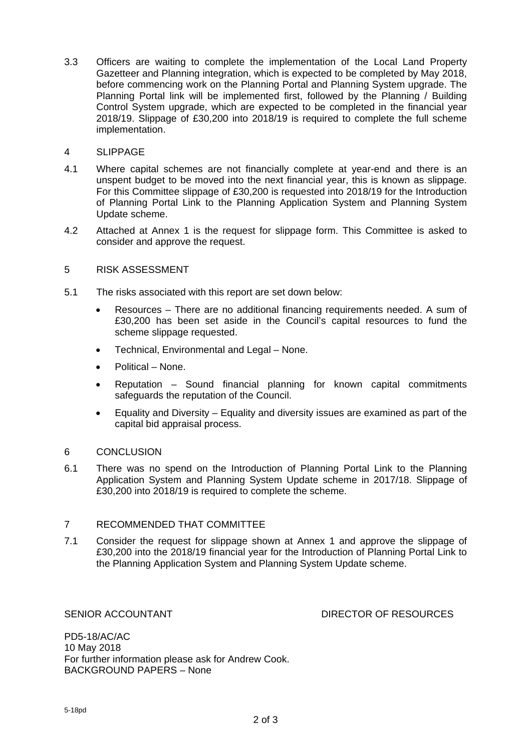3.3 Officers are waiting to complete the implementation of the Local Land Property Gazetteer and Planning integration, which is expected to be completed by May 2018, before commencing work on the Planning Portal and Planning System upgrade. The Planning Portal link will be implemented first, followed by the Planning / Building Control System upgrade, which are expected to be completed in the financial year 2018/19. Slippage of £30,200 into 2018/19 is required to complete the full scheme implementation.

## 4 SLIPPAGE

4.1 Where capital schemes are not financially complete at year-end and there is an unspent budget to be moved into the next financial year, this is known as slippage. For this Committee slippage of £30,200 is requested into 2018/19 for the Introduction of Planning Portal Link to the Planning Application System and Planning System Update scheme.

4.2 Attached at Annex 1 is the request for slippage form. This Committee is asked to consider and approve the request.

## 5 RISK ASSESSMENT

5.1 The risks associated with this report are set down below:

- Resources – There are no additional financing requirements needed. A sum of £30,200 has been set aside in the Council's capital resources to fund the scheme slippage requested.
- Technical, Environmental and Legal – None.
- Political – None.
- Reputation – Sound financial planning for known capital commitments safeguards the reputation of the Council.
- Equality and Diversity – Equality and diversity issues are examined as part of the capital bid appraisal process.

## 6 CONCLUSION

6.1 There was no spend on the Introduction of Planning Portal Link to the Planning Application System and Planning System Update scheme in 2017/18. Slippage of £30,200 into 2018/19 is required to complete the scheme.

## 7 RECOMMENDED THAT COMMITTEE

7.1 Consider the request for slippage shown at Annex 1 and approve the slippage of £30,200 into the 2018/19 financial year for the Introduction of Planning Portal Link to the Planning Application System and Planning System Update scheme.

SENIOR ACCOUNTANT DIRECTOR OF RESOURCES

PD5-18/AC/AC
10 May 2018
For further information please ask for Andrew Cook.
BACKGROUND PAPERS – None

5-18pd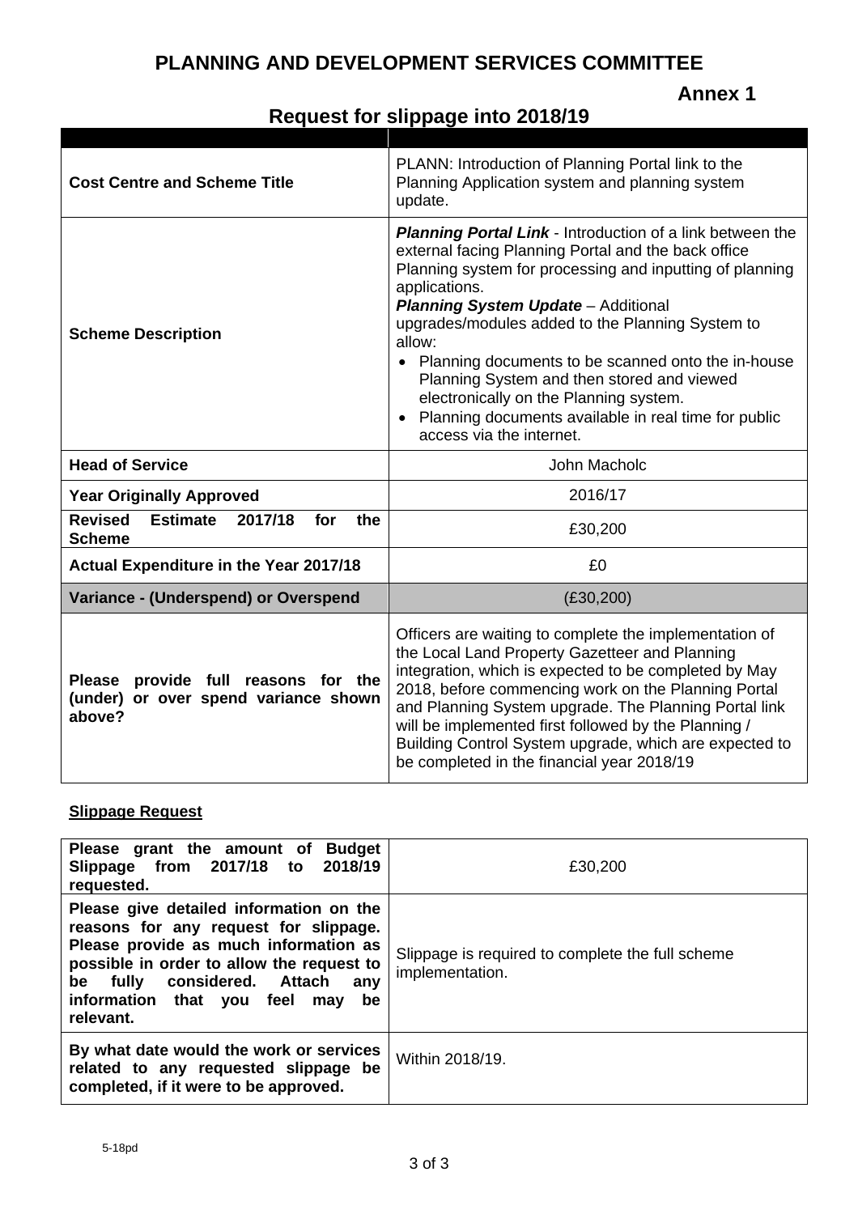# PLANNING AND DEVELOPMENT SERVICES COMMITTEE

**Annex 1**

## Request for slippage into 2018/19

| | |
|---|---|
| **Cost Centre and Scheme Title** | PLANN: Introduction of Planning Portal link to the Planning Application system and planning system update. |
| **Scheme Description** | ***Planning Portal Link*** - Introduction of a link between the external facing Planning Portal and the back office Planning system for processing and inputting of planning applications.<br>***Planning System Update*** – Additional upgrades/modules added to the Planning System to allow:<br>• Planning documents to be scanned onto the in-house Planning System and then stored and viewed electronically on the Planning system.<br>• Planning documents available in real time for public access via the internet. |
| **Head of Service** | John Macholc |
| **Year Originally Approved** | 2016/17 |
| **Revised Estimate 2017/18 for the Scheme** | £30,200 |
| **Actual Expenditure in the Year 2017/18** | £0 |
| **Variance - (Underspend) or Overspend** | (£30,200) |
| **Please provide full reasons for the (under) or over spend variance shown above?** | Officers are waiting to complete the implementation of the Local Land Property Gazetteer and Planning integration, which is expected to be completed by May 2018, before commencing work on the Planning Portal and Planning System upgrade. The Planning Portal link will be implemented first followed by the Planning / Building Control System upgrade, which are expected to be completed in the financial year 2018/19 |

**Slippage Request**

| | |
|---|---|
| **Please grant the amount of Budget Slippage from 2017/18 to 2018/19 requested.** | £30,200 |
| **Please give detailed information on the reasons for any request for slippage. Please provide as much information as possible in order to allow the request to be fully considered. Attach any information that you feel may be relevant.** | Slippage is required to complete the full scheme implementation. |
| **By what date would the work or services related to any requested slippage be completed, if it were to be approved.** | Within 2018/19. |

5-18pd